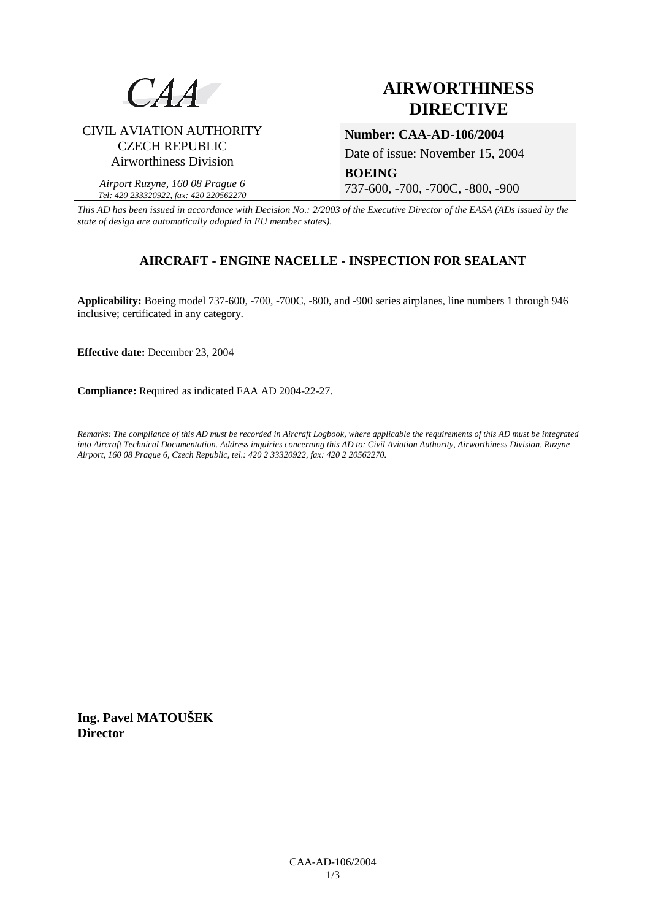CAA

CIVIL AVIATION AUTHORITY
CZECH REPUBLIC
Airworthiness Division

*Airport Ruzyne, 160 08 Prague 6*
*Tel: 420 233320922, fax: 420 220562270*

# AIRWORTHINESS DIRECTIVE

**Number: CAA-AD-106/2004**

Date of issue: November 15, 2004

**BOEING**

737-600, -700, -700C, -800, -900

*This AD has been issued in accordance with Decision No.: 2/2003 of the Executive Director of the EASA (ADs issued by the state of design are automatically adopted in EU member states).*

## AIRCRAFT - ENGINE NACELLE - INSPECTION FOR SEALANT

**Applicability:** Boeing model 737-600, -700, -700C, -800, and -900 series airplanes, line numbers 1 through 946 inclusive; certificated in any category.

**Effective date:** December 23, 2004

**Compliance:** Required as indicated FAA AD 2004-22-27.

*Remarks: The compliance of this AD must be recorded in Aircraft Logbook, where applicable the requirements of this AD must be integrated into Aircraft Technical Documentation. Address inquiries concerning this AD to: Civil Aviation Authority, Airworthiness Division, Ruzyne Airport, 160 08 Prague 6, Czech Republic, tel.: 420 2 33320922, fax: 420 2 20562270.*

**Ing. Pavel MATOUŠEK**
**Director**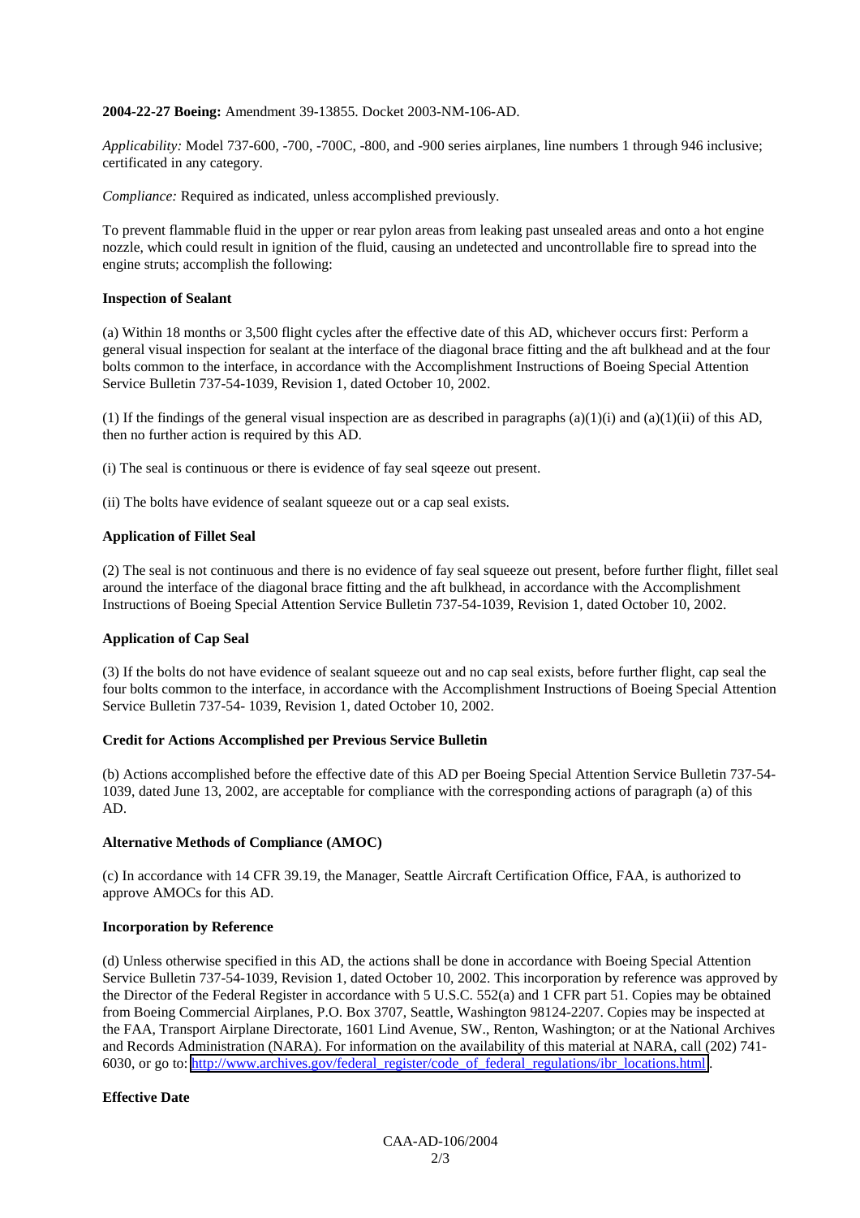**2004-22-27 Boeing:** Amendment 39-13855. Docket 2003-NM-106-AD.

*Applicability:* Model 737-600, -700, -700C, -800, and -900 series airplanes, line numbers 1 through 946 inclusive; certificated in any category.

*Compliance:* Required as indicated, unless accomplished previously.

To prevent flammable fluid in the upper or rear pylon areas from leaking past unsealed areas and onto a hot engine nozzle, which could result in ignition of the fluid, causing an undetected and uncontrollable fire to spread into the engine struts; accomplish the following:

**Inspection of Sealant**

(a) Within 18 months or 3,500 flight cycles after the effective date of this AD, whichever occurs first: Perform a general visual inspection for sealant at the interface of the diagonal brace fitting and the aft bulkhead and at the four bolts common to the interface, in accordance with the Accomplishment Instructions of Boeing Special Attention Service Bulletin 737-54-1039, Revision 1, dated October 10, 2002.

(1) If the findings of the general visual inspection are as described in paragraphs (a)(1)(i) and (a)(1)(ii) of this AD, then no further action is required by this AD.

(i) The seal is continuous or there is evidence of fay seal sqeeze out present.

(ii) The bolts have evidence of sealant squeeze out or a cap seal exists.

**Application of Fillet Seal**

(2) The seal is not continuous and there is no evidence of fay seal squeeze out present, before further flight, fillet seal around the interface of the diagonal brace fitting and the aft bulkhead, in accordance with the Accomplishment Instructions of Boeing Special Attention Service Bulletin 737-54-1039, Revision 1, dated October 10, 2002.

**Application of Cap Seal**

(3) If the bolts do not have evidence of sealant squeeze out and no cap seal exists, before further flight, cap seal the four bolts common to the interface, in accordance with the Accomplishment Instructions of Boeing Special Attention Service Bulletin 737-54- 1039, Revision 1, dated October 10, 2002.

**Credit for Actions Accomplished per Previous Service Bulletin**

(b) Actions accomplished before the effective date of this AD per Boeing Special Attention Service Bulletin 737-54-1039, dated June 13, 2002, are acceptable for compliance with the corresponding actions of paragraph (a) of this AD.

**Alternative Methods of Compliance (AMOC)**

(c) In accordance with 14 CFR 39.19, the Manager, Seattle Aircraft Certification Office, FAA, is authorized to approve AMOCs for this AD.

**Incorporation by Reference**

(d) Unless otherwise specified in this AD, the actions shall be done in accordance with Boeing Special Attention Service Bulletin 737-54-1039, Revision 1, dated October 10, 2002. This incorporation by reference was approved by the Director of the Federal Register in accordance with 5 U.S.C. 552(a) and 1 CFR part 51. Copies may be obtained from Boeing Commercial Airplanes, P.O. Box 3707, Seattle, Washington 98124-2207. Copies may be inspected at the FAA, Transport Airplane Directorate, 1601 Lind Avenue, SW., Renton, Washington; or at the National Archives and Records Administration (NARA). For information on the availability of this material at NARA, call (202) 741-6030, or go to: http://www.archives.gov/federal_register/code_of_federal_regulations/ibr_locations.html.

**Effective Date**

CAA-AD-106/2004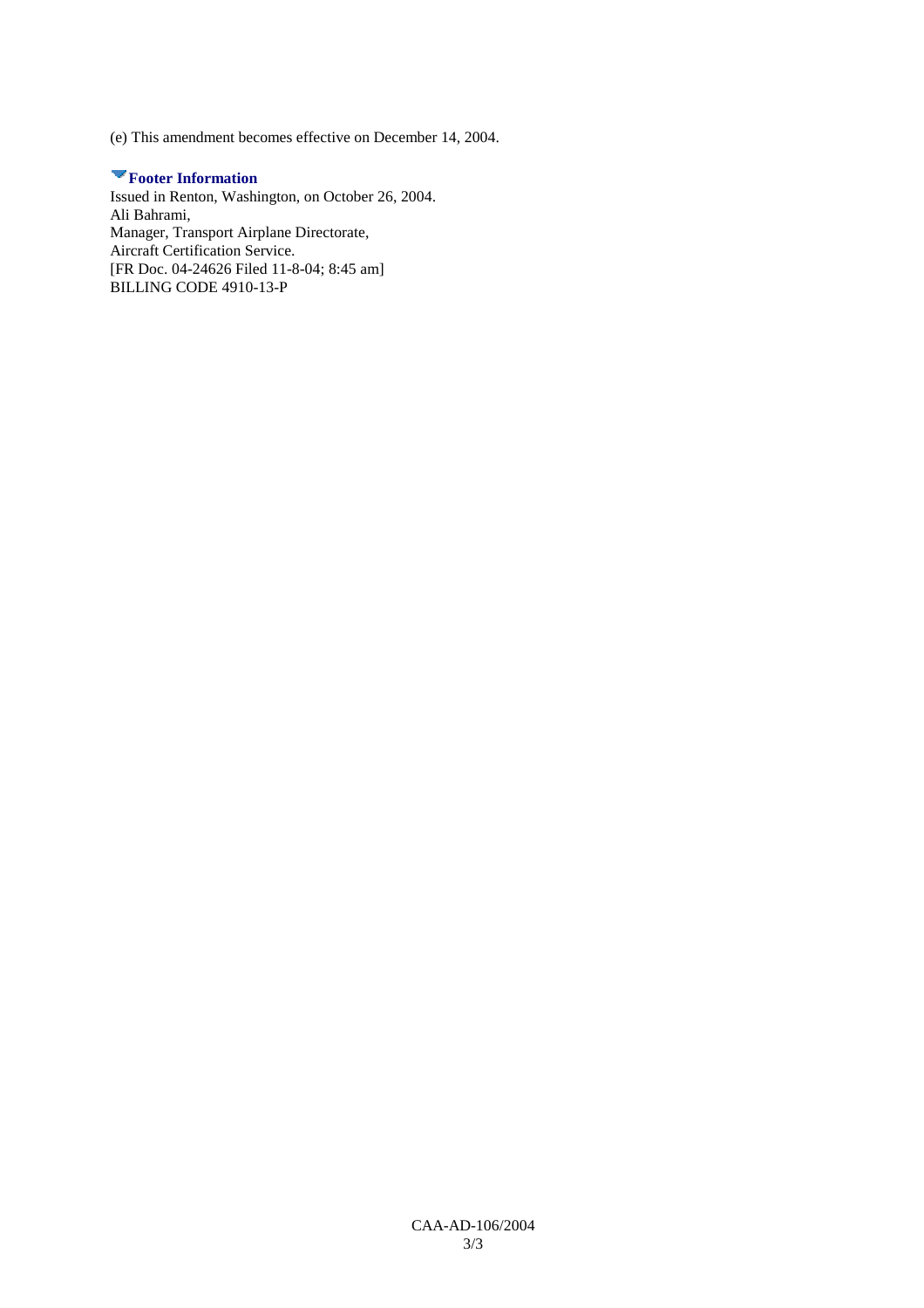(e) This amendment becomes effective on December 14, 2004.

**Footer Information**

Issued in Renton, Washington, on October 26, 2004.
Ali Bahrami,
Manager, Transport Airplane Directorate,
Aircraft Certification Service.
[FR Doc. 04-24626 Filed 11-8-04; 8:45 am]
BILLING CODE 4910-13-P